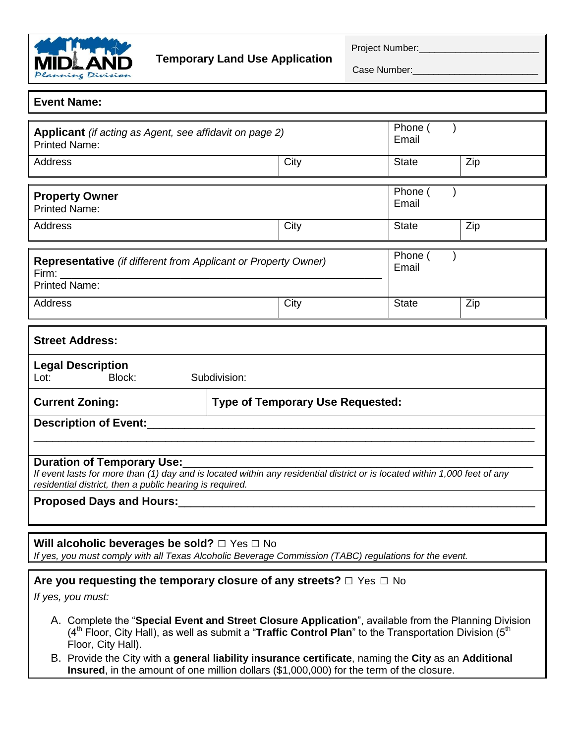# Temporary Land Use Application

MIDLAND Planning Division

Project Number:______________________

Case Number:______________________

**Event Name:**

| **Applicant** *(if acting as Agent, see affidavit on page 2)* Printed Name: | | Phone ( ) Email | |
|---|---|---|---|
| Address | City | State | Zip |

| **Property Owner** Printed Name: | | Phone ( ) Email | |
|---|---|---|---|
| Address | City | State | Zip |

| **Representative** *(if different from Applicant or Property Owner)* Firm: ______________________ Printed Name: | | Phone ( ) Email | |
|---|---|---|---|
| Address | City | State | Zip |

**Street Address:**

**Legal Description**
Lot: Block: Subdivision:

**Current Zoning:** | **Type of Temporary Use Requested:**

**Description of Event:**______________________________________________________________
____________________________________________________________________________

**Duration of Temporary Use:**____________________________________________________
*If event lasts for more than (1) day and is located within any residential district or is located within 1,000 feet of any residential district, then a public hearing is required.*

**Proposed Days and Hours:**______________________________________________________

**Will alcoholic beverages be sold?** ☐ Yes ☐ No
*If yes, you must comply with all Texas Alcoholic Beverage Commission (TABC) regulations for the event.*

**Are you requesting the temporary closure of any streets?** ☐ Yes ☐ No

*If yes, you must:*

A. Complete the "**Special Event and Street Closure Application**", available from the Planning Division (4th Floor, City Hall), as well as submit a "**Traffic Control Plan**" to the Transportation Division (5th Floor, City Hall).
B. Provide the City with a **general liability insurance certificate**, naming the **City** as an **Additional Insured**, in the amount of one million dollars ($1,000,000) for the term of the closure.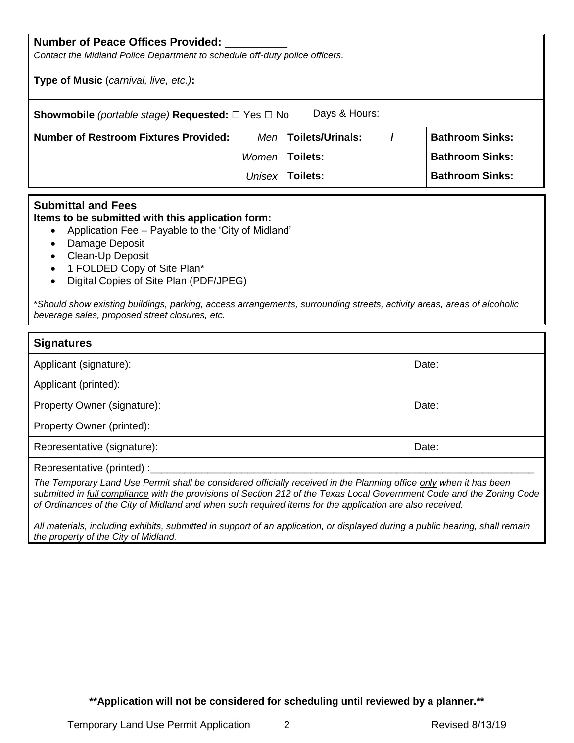**Number of Peace Offices Provided:** __________
*Contact the Midland Police Department to schedule off-duty police officers.*

**Type of Music** (*carnival, live, etc.)***:**

| **Showmobile** *(portable stage)* **Requested:** ☐ Yes ☐ No | Days & Hours: | |
|---|---|---|
| **Number of Restroom Fixtures Provided:** *Men* | **Toilets/Urinals: /** | **Bathroom Sinks:** |
| *Women* | **Toilets:** | **Bathroom Sinks:** |
| *Unisex* | **Toilets:** | **Bathroom Sinks:** |

## Submittal and Fees

**Items to be submitted with this application form:**

- Application Fee – Payable to the 'City of Midland'
- Damage Deposit
- Clean-Up Deposit
- 1 FOLDED Copy of Site Plan*
- Digital Copies of Site Plan (PDF/JPEG)

**Should show existing buildings, parking, access arrangements, surrounding streets, activity areas, areas of alcoholic beverage sales, proposed street closures, etc.*

## Signatures

| Field | Date |
|---|---|
| Applicant (signature): | Date: |
| Applicant (printed): | |
| Property Owner (signature): | Date: |
| Property Owner (printed): | |
| Representative (signature): | Date: |

Representative (printed) :______________________________________________________________________

*The Temporary Land Use Permit shall be considered officially received in the Planning office only when it has been submitted in full compliance with the provisions of Section 212 of the Texas Local Government Code and the Zoning Code of Ordinances of the City of Midland and when such required items for the application are also received.*

*All materials, including exhibits, submitted in support of an application, or displayed during a public hearing, shall remain the property of the City of Midland.*

****Application will not be considered for scheduling until reviewed by a planner.****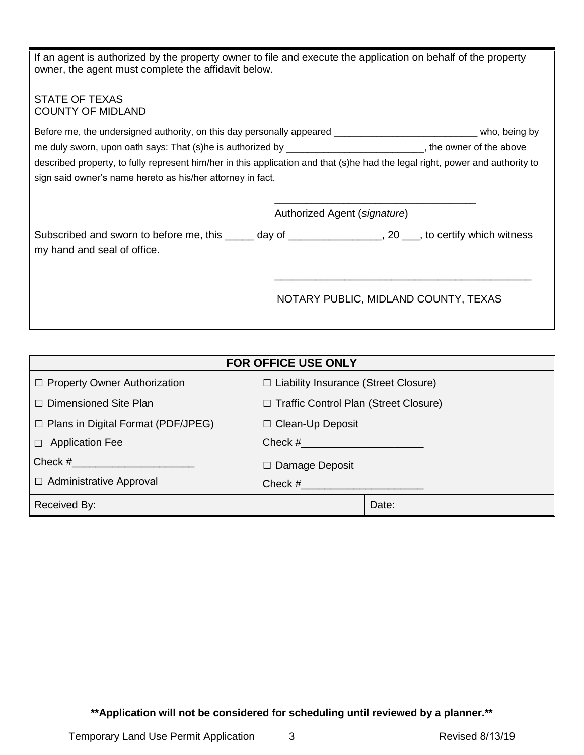If an agent is authorized by the property owner to file and execute the application on behalf of the property owner, the agent must complete the affidavit below.

STATE OF TEXAS
COUNTY OF MIDLAND

Before me, the undersigned authority, on this day personally appeared ___________________________ who, being by me duly sworn, upon oath says: That (s)he is authorized by __________________________, the owner of the above described property, to fully represent him/her in this application and that (s)he had the legal right, power and authority to sign said owner's name hereto as his/her attorney in fact.

___________________________________
Authorized Agent (*signature*)

Subscribed and sworn to before me, this _____ day of ________________, 20 ___, to certify which witness my hand and seal of office.

____________________________________________
NOTARY PUBLIC, MIDLAND COUNTY, TEXAS

| FOR OFFICE USE ONLY | | |
|---|---|---|
| ☐ Property Owner Authorization | ☐ Liability Insurance (Street Closure) | |
| ☐ Dimensioned Site Plan | ☐ Traffic Control Plan (Street Closure) | |
| ☐ Plans in Digital Format (PDF/JPEG) | ☐ Clean-Up Deposit | |
| ☐ Application Fee | Check #____________________ | |
| Check #____________________ | ☐ Damage Deposit | |
| ☐ Administrative Approval | Check #____________________ | |
| Received By: | | Date: |

**\*\*Application will not be considered for scheduling until reviewed by a planner.\*\***

Temporary Land Use Permit Application Revised 8/13/19